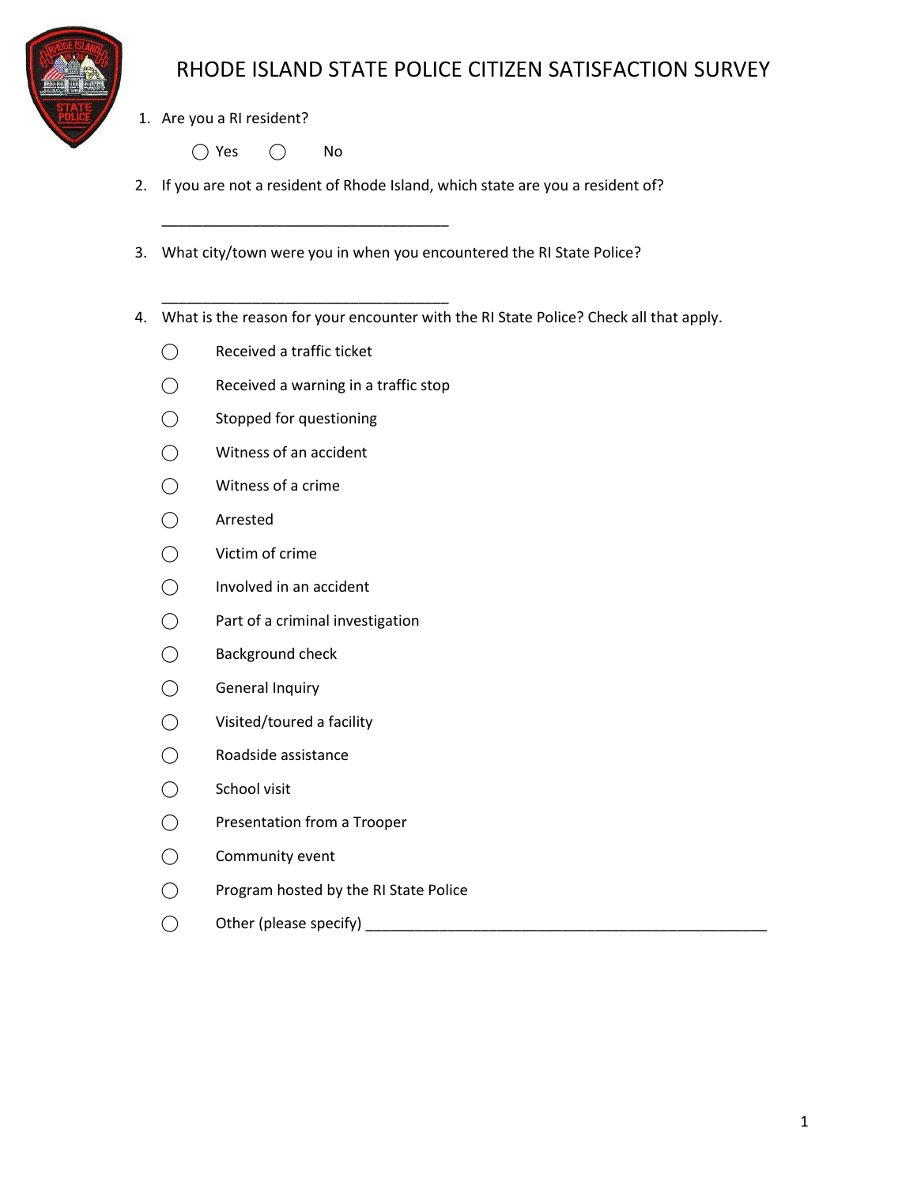# RHODE ISLAND STATE POLICE CITIZEN SATISFACTION SURVEY

1. Are you a RI resident?

   ◯ Yes ◯ No

2. If you are not a resident of Rhode Island, which state are you a resident of?

   ___________________________________

3. What city/town were you in when you encountered the RI State Police?

   ___________________________________

4. What is the reason for your encounter with the RI State Police? Check all that apply.

   ◯ Received a traffic ticket

   ◯ Received a warning in a traffic stop

   ◯ Stopped for questioning

   ◯ Witness of an accident

   ◯ Witness of a crime

   ◯ Arrested

   ◯ Victim of crime

   ◯ Involved in an accident

   ◯ Part of a criminal investigation

   ◯ Background check

   ◯ General Inquiry

   ◯ Visited/toured a facility

   ◯ Roadside assistance

   ◯ School visit

   ◯ Presentation from a Trooper

   ◯ Community event

   ◯ Program hosted by the RI State Police

   ◯ Other (please specify) ___________________________________________________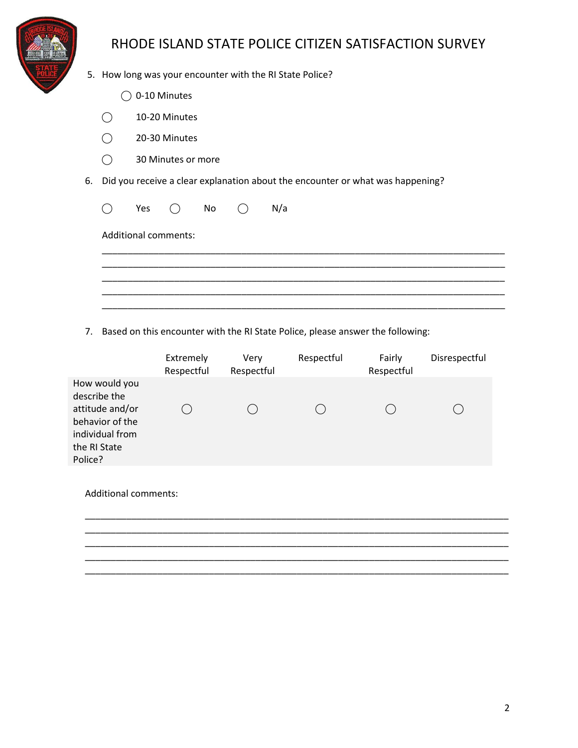# RHODE ISLAND STATE POLICE CITIZEN SATISFACTION SURVEY

5. How long was your encounter with the RI State Police?

   ◯ 0-10 Minutes

   ◯ 10-20 Minutes

   ◯ 20-30 Minutes

   ◯ 30 Minutes or more

6. Did you receive a clear explanation about the encounter or what was happening?

   ◯ Yes ◯ No ◯ N/a

   Additional comments:

   ______________________________________________________________________________
   ______________________________________________________________________________
   ______________________________________________________________________________
   ______________________________________________________________________________
   ______________________________________________________________________________

7. Based on this encounter with the RI State Police, please answer the following:

| | Extremely Respectful | Very Respectful | Respectful | Fairly Respectful | Disrespectful |
|---|---|---|---|---|---|
| How would you describe the attitude and/or behavior of the individual from the RI State Police? | ◯ | ◯ | ◯ | ◯ | ◯ |

Additional comments:

______________________________________________________________________________
______________________________________________________________________________
______________________________________________________________________________
______________________________________________________________________________
______________________________________________________________________________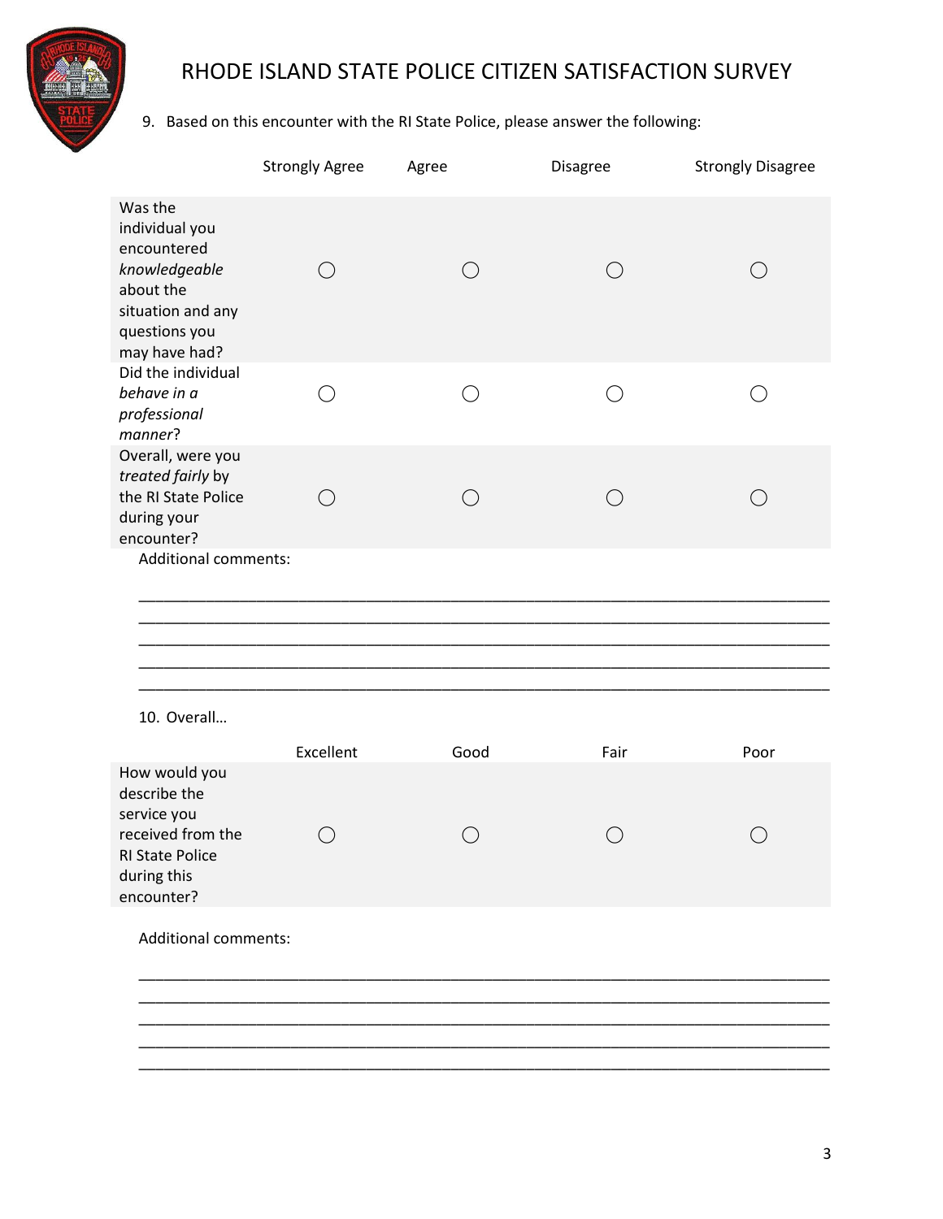# RHODE ISLAND STATE POLICE CITIZEN SATISFACTION SURVEY

9. Based on this encounter with the RI State Police, please answer the following:

| | Strongly Agree | Agree | Disagree | Strongly Disagree |
|---|---|---|---|---|
| Was the individual you encountered *knowledgeable* about the situation and any questions you may have had? | ◯ | ◯ | ◯ | ◯ |
| Did the individual *behave in a professional manner*? | ◯ | ◯ | ◯ | ◯ |
| Overall, were you *treated fairly* by the RI State Police during your encounter? | ◯ | ◯ | ◯ | ◯ |

Additional comments:

______________________________________________________________________________

______________________________________________________________________________

______________________________________________________________________________

______________________________________________________________________________

______________________________________________________________________________

10. Overall…

| | Excellent | Good | Fair | Poor |
|---|---|---|---|---|
| How would you describe the service you received from the RI State Police during this encounter? | ◯ | ◯ | ◯ | ◯ |

Additional comments:

______________________________________________________________________________

______________________________________________________________________________

______________________________________________________________________________

______________________________________________________________________________

______________________________________________________________________________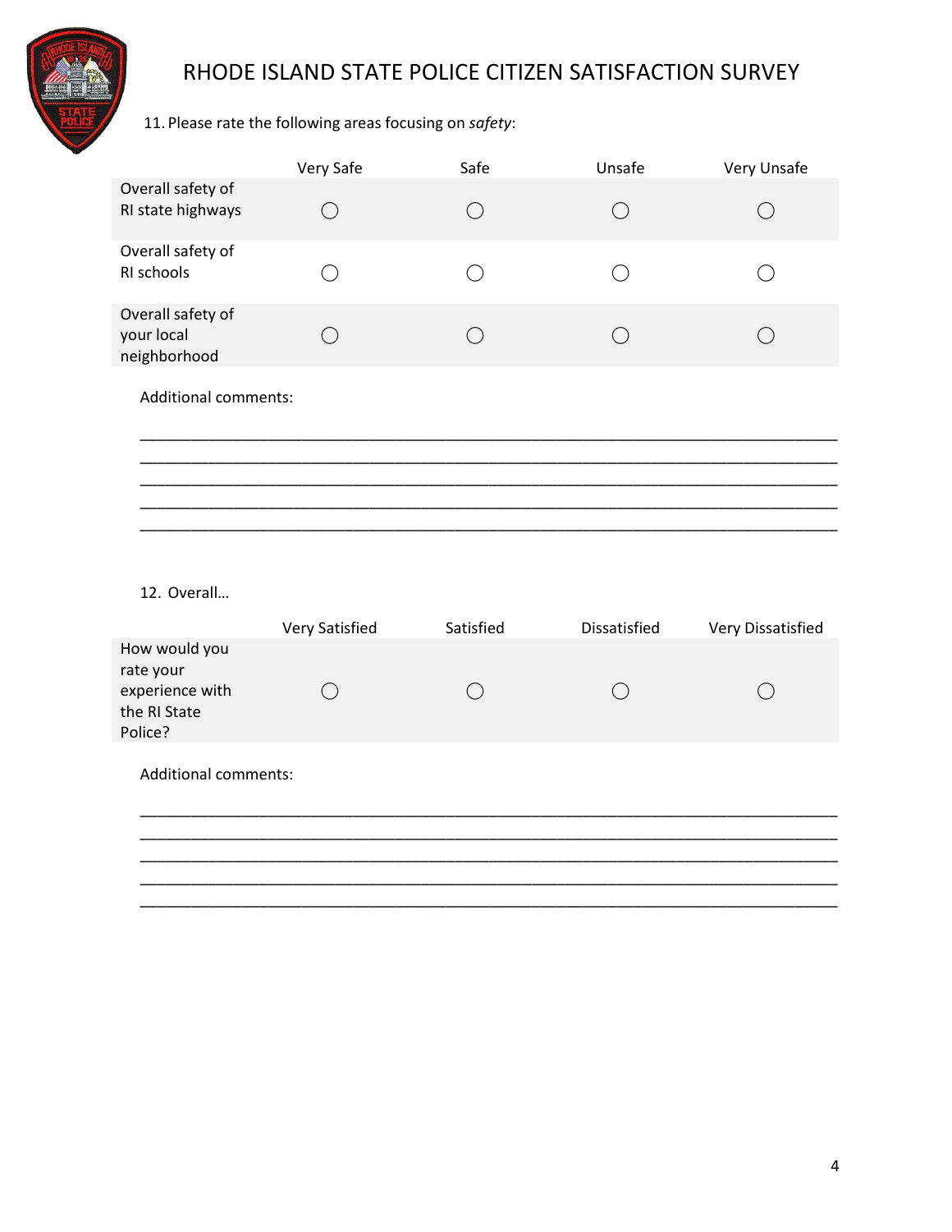# RHODE ISLAND STATE POLICE CITIZEN SATISFACTION SURVEY

11. Please rate the following areas focusing on *safety*:

| | Very Safe | Safe | Unsafe | Very Unsafe |
|---|---|---|---|---|
| Overall safety of RI state highways | ◯ | ◯ | ◯ | ◯ |
| Overall safety of RI schools | ◯ | ◯ | ◯ | ◯ |
| Overall safety of your local neighborhood | ◯ | ◯ | ◯ | ◯ |

Additional comments:

___________________________________________________________________________
___________________________________________________________________________
___________________________________________________________________________
___________________________________________________________________________
___________________________________________________________________________

12. Overall…

| | Very Satisfied | Satisfied | Dissatisfied | Very Dissatisfied |
|---|---|---|---|---|
| How would you rate your experience with the RI State Police? | ◯ | ◯ | ◯ | ◯ |

Additional comments:

___________________________________________________________________________
___________________________________________________________________________
___________________________________________________________________________
___________________________________________________________________________
___________________________________________________________________________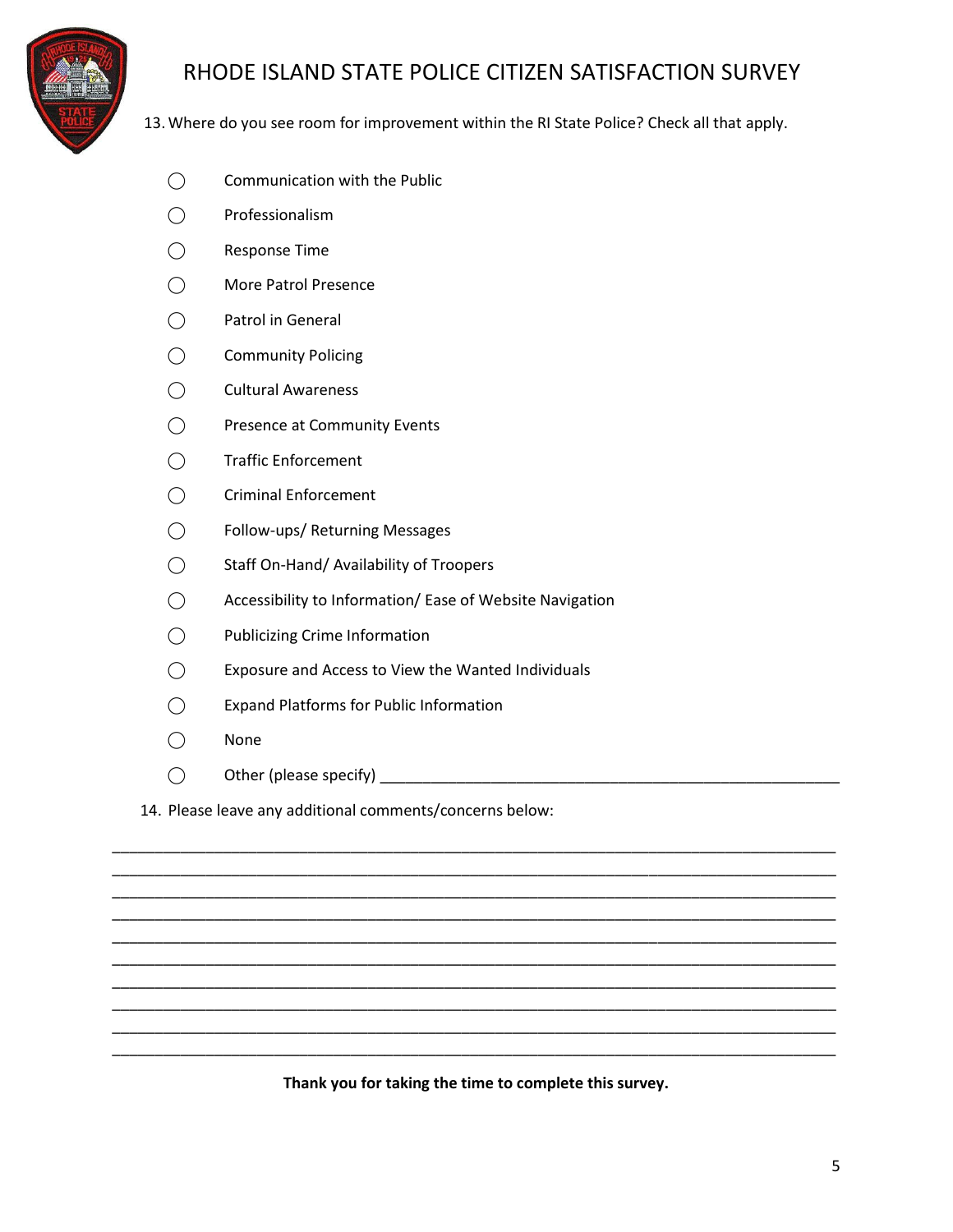# RHODE ISLAND STATE POLICE CITIZEN SATISFACTION SURVEY

13. Where do you see room for improvement within the RI State Police? Check all that apply.

- ◯ Communication with the Public
- ◯ Professionalism
- ◯ Response Time
- ◯ More Patrol Presence
- ◯ Patrol in General
- ◯ Community Policing
- ◯ Cultural Awareness
- ◯ Presence at Community Events
- ◯ Traffic Enforcement
- ◯ Criminal Enforcement
- ◯ Follow-ups/ Returning Messages
- ◯ Staff On-Hand/ Availability of Troopers
- ◯ Accessibility to Information/ Ease of Website Navigation
- ◯ Publicizing Crime Information
- ◯ Exposure and Access to View the Wanted Individuals
- ◯ Expand Platforms for Public Information
- ◯ None
- ◯ Other (please specify) ________________________________________________

14. Please leave any additional comments/concerns below:

________________________________________________________________________________
________________________________________________________________________________
________________________________________________________________________________
________________________________________________________________________________
________________________________________________________________________________
________________________________________________________________________________
________________________________________________________________________________
________________________________________________________________________________
________________________________________________________________________________
________________________________________________________________________________

**Thank you for taking the time to complete this survey.**